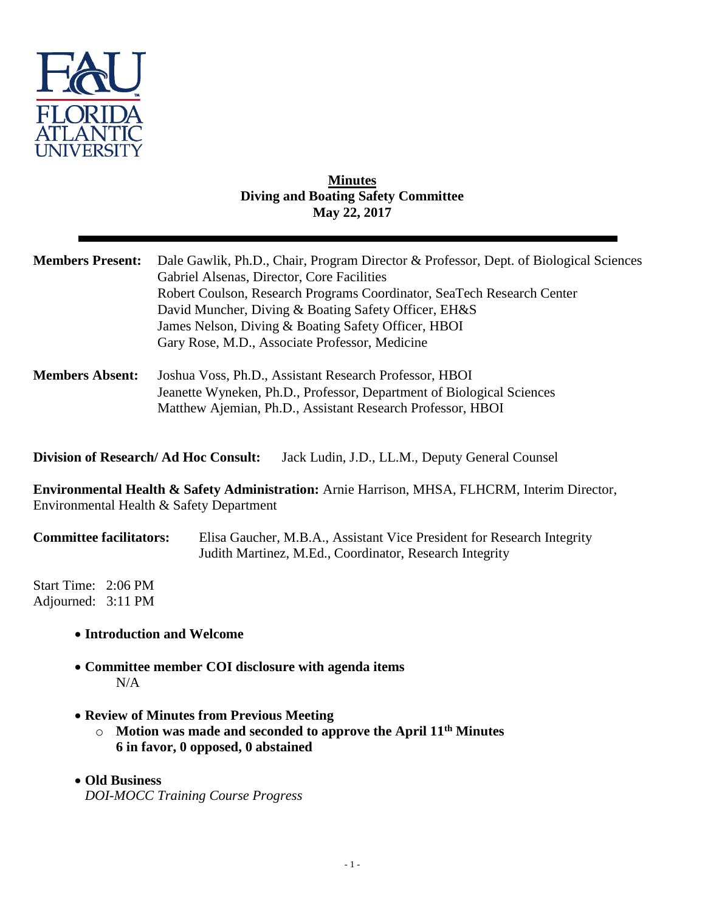**Minutes**
**Diving and Boating Safety Committee**
**May 22, 2017**

---

**Members Present:** Dale Gawlik, Ph.D., Chair, Program Director & Professor, Dept. of Biological Sciences
Gabriel Alsenas, Director, Core Facilities
Robert Coulson, Research Programs Coordinator, SeaTech Research Center
David Muncher, Diving & Boating Safety Officer, EH&S
James Nelson, Diving & Boating Safety Officer, HBOI
Gary Rose, M.D., Associate Professor, Medicine

**Members Absent:** Joshua Voss, Ph.D., Assistant Research Professor, HBOI
Jeanette Wyneken, Ph.D., Professor, Department of Biological Sciences
Matthew Ajemian, Ph.D., Assistant Research Professor, HBOI

**Division of Research/ Ad Hoc Consult:** Jack Ludin, J.D., LL.M., Deputy General Counsel

**Environmental Health & Safety Administration:** Arnie Harrison, MHSA, FLHCRM, Interim Director, Environmental Health & Safety Department

**Committee facilitators:** Elisa Gaucher, M.B.A., Assistant Vice President for Research Integrity
Judith Martinez, M.Ed., Coordinator, Research Integrity

Start Time: 2:06 PM
Adjourned: 3:11 PM

- **Introduction and Welcome**
- **Committee member COI disclosure with agenda items**
  N/A
- **Review of Minutes from Previous Meeting**
  - **Motion was made and seconded to approve the April 11th Minutes**
    **6 in favor, 0 opposed, 0 abstained**
- **Old Business**
  *DOI-MOCC Training Course Progress*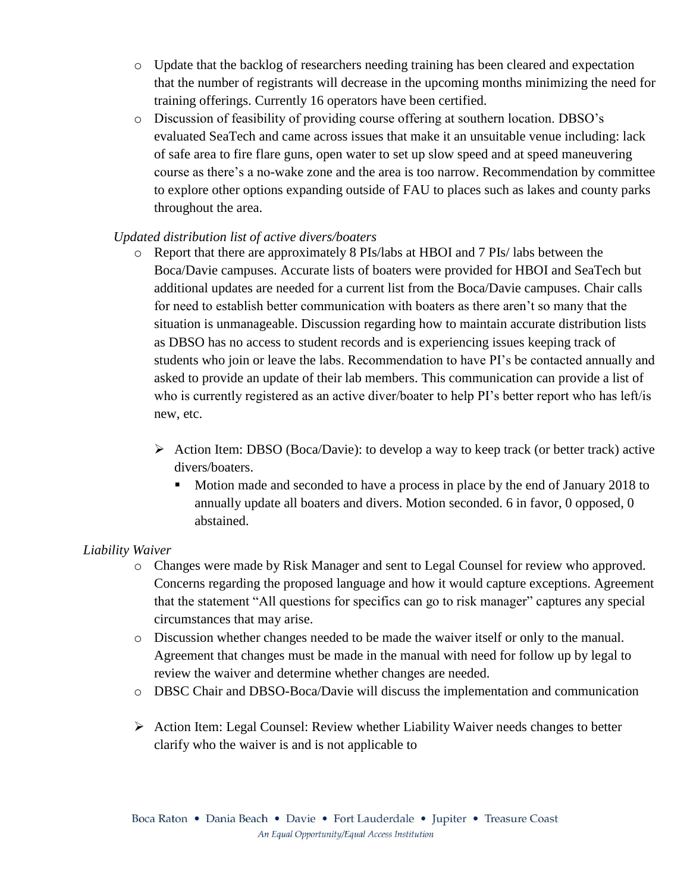- Update that the backlog of researchers needing training has been cleared and expectation that the number of registrants will decrease in the upcoming months minimizing the need for training offerings. Currently 16 operators have been certified.
- Discussion of feasibility of providing course offering at southern location. DBSO's evaluated SeaTech and came across issues that make it an unsuitable venue including: lack of safe area to fire flare guns, open water to set up slow speed and at speed maneuvering course as there's a no-wake zone and the area is too narrow. Recommendation by committee to explore other options expanding outside of FAU to places such as lakes and county parks throughout the area.

*Updated distribution list of active divers/boaters*

- Report that there are approximately 8 PIs/labs at HBOI and 7 PIs/ labs between the Boca/Davie campuses. Accurate lists of boaters were provided for HBOI and SeaTech but additional updates are needed for a current list from the Boca/Davie campuses. Chair calls for need to establish better communication with boaters as there aren't so many that the situation is unmanageable. Discussion regarding how to maintain accurate distribution lists as DBSO has no access to student records and is experiencing issues keeping track of students who join or leave the labs. Recommendation to have PI's be contacted annually and asked to provide an update of their lab members. This communication can provide a list of who is currently registered as an active diver/boater to help PI's better report who has left/is new, etc.

  - Action Item: DBSO (Boca/Davie): to develop a way to keep track (or better track) active divers/boaters.
    - Motion made and seconded to have a process in place by the end of January 2018 to annually update all boaters and divers. Motion seconded. 6 in favor, 0 opposed, 0 abstained.

*Liability Waiver*

- Changes were made by Risk Manager and sent to Legal Counsel for review who approved. Concerns regarding the proposed language and how it would capture exceptions. Agreement that the statement "All questions for specifics can go to risk manager" captures any special circumstances that may arise.
- Discussion whether changes needed to be made the waiver itself or only to the manual. Agreement that changes must be made in the manual with need for follow up by legal to review the waiver and determine whether changes are needed.
- DBSC Chair and DBSO-Boca/Davie will discuss the implementation and communication

- Action Item: Legal Counsel: Review whether Liability Waiver needs changes to better clarify who the waiver is and is not applicable to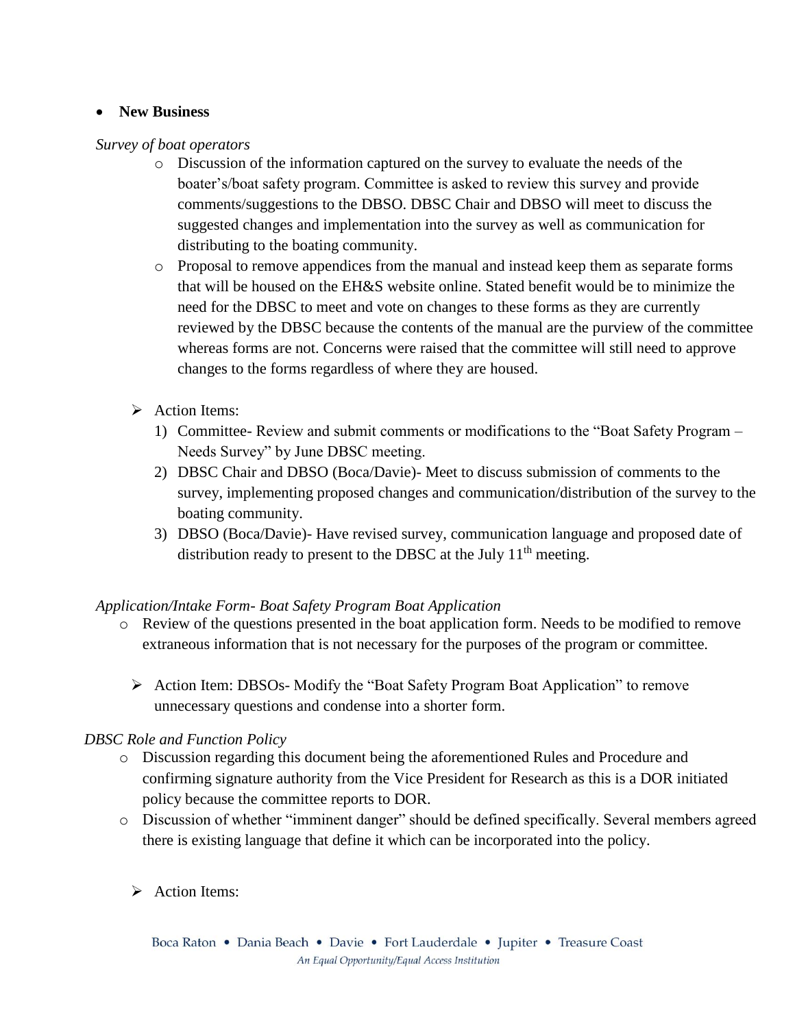- **New Business**

*Survey of boat operators*

- Discussion of the information captured on the survey to evaluate the needs of the boater's/boat safety program. Committee is asked to review this survey and provide comments/suggestions to the DBSO. DBSC Chair and DBSO will meet to discuss the suggested changes and implementation into the survey as well as communication for distributing to the boating community.
- Proposal to remove appendices from the manual and instead keep them as separate forms that will be housed on the EH&S website online. Stated benefit would be to minimize the need for the DBSC to meet and vote on changes to these forms as they are currently reviewed by the DBSC because the contents of the manual are the purview of the committee whereas forms are not. Concerns were raised that the committee will still need to approve changes to the forms regardless of where they are housed.

➢ Action Items:

1) Committee- Review and submit comments or modifications to the "Boat Safety Program – Needs Survey" by June DBSC meeting.
2) DBSC Chair and DBSO (Boca/Davie)- Meet to discuss submission of comments to the survey, implementing proposed changes and communication/distribution of the survey to the boating community.
3) DBSO (Boca/Davie)- Have revised survey, communication language and proposed date of distribution ready to present to the DBSC at the July 11th meeting.

*Application/Intake Form- Boat Safety Program Boat Application*

- Review of the questions presented in the boat application form. Needs to be modified to remove extraneous information that is not necessary for the purposes of the program or committee.

➢ Action Item: DBSOs- Modify the "Boat Safety Program Boat Application" to remove unnecessary questions and condense into a shorter form.

*DBSC Role and Function Policy*

- Discussion regarding this document being the aforementioned Rules and Procedure and confirming signature authority from the Vice President for Research as this is a DOR initiated policy because the committee reports to DOR.
- Discussion of whether "imminent danger" should be defined specifically. Several members agreed there is existing language that define it which can be incorporated into the policy.

➢ Action Items: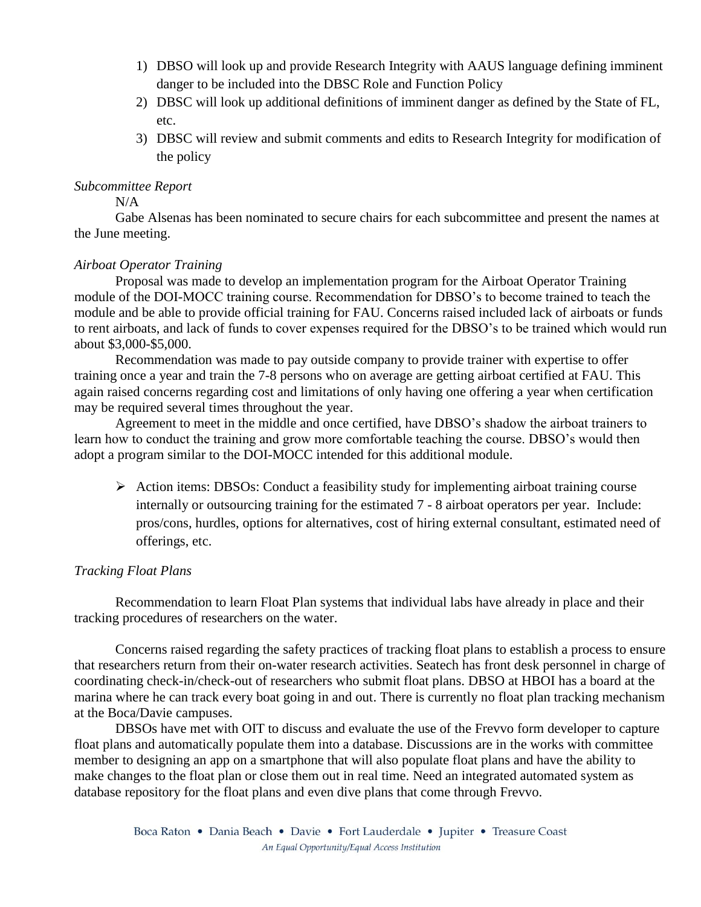1) DBSO will look up and provide Research Integrity with AAUS language defining imminent danger to be included into the DBSC Role and Function Policy
2) DBSC will look up additional definitions of imminent danger as defined by the State of FL, etc.
3) DBSC will review and submit comments and edits to Research Integrity for modification of the policy

*Subcommittee Report*

N/A

Gabe Alsenas has been nominated to secure chairs for each subcommittee and present the names at the June meeting.

*Airboat Operator Training*

Proposal was made to develop an implementation program for the Airboat Operator Training module of the DOI-MOCC training course. Recommendation for DBSO's to become trained to teach the module and be able to provide official training for FAU. Concerns raised included lack of airboats or funds to rent airboats, and lack of funds to cover expenses required for the DBSO's to be trained which would run about $3,000-$5,000.

Recommendation was made to pay outside company to provide trainer with expertise to offer training once a year and train the 7-8 persons who on average are getting airboat certified at FAU. This again raised concerns regarding cost and limitations of only having one offering a year when certification may be required several times throughout the year.

Agreement to meet in the middle and once certified, have DBSO's shadow the airboat trainers to learn how to conduct the training and grow more comfortable teaching the course. DBSO's would then adopt a program similar to the DOI-MOCC intended for this additional module.

- Action items: DBSOs: Conduct a feasibility study for implementing airboat training course internally or outsourcing training for the estimated 7 - 8 airboat operators per year. Include: pros/cons, hurdles, options for alternatives, cost of hiring external consultant, estimated need of offerings, etc.

*Tracking Float Plans*

Recommendation to learn Float Plan systems that individual labs have already in place and their tracking procedures of researchers on the water.

Concerns raised regarding the safety practices of tracking float plans to establish a process to ensure that researchers return from their on-water research activities. Seatech has front desk personnel in charge of coordinating check-in/check-out of researchers who submit float plans. DBSO at HBOI has a board at the marina where he can track every boat going in and out. There is currently no float plan tracking mechanism at the Boca/Davie campuses.

DBSOs have met with OIT to discuss and evaluate the use of the Frevvo form developer to capture float plans and automatically populate them into a database. Discussions are in the works with committee member to designing an app on a smartphone that will also populate float plans and have the ability to make changes to the float plan or close them out in real time. Need an integrated automated system as database repository for the float plans and even dive plans that come through Frevvo.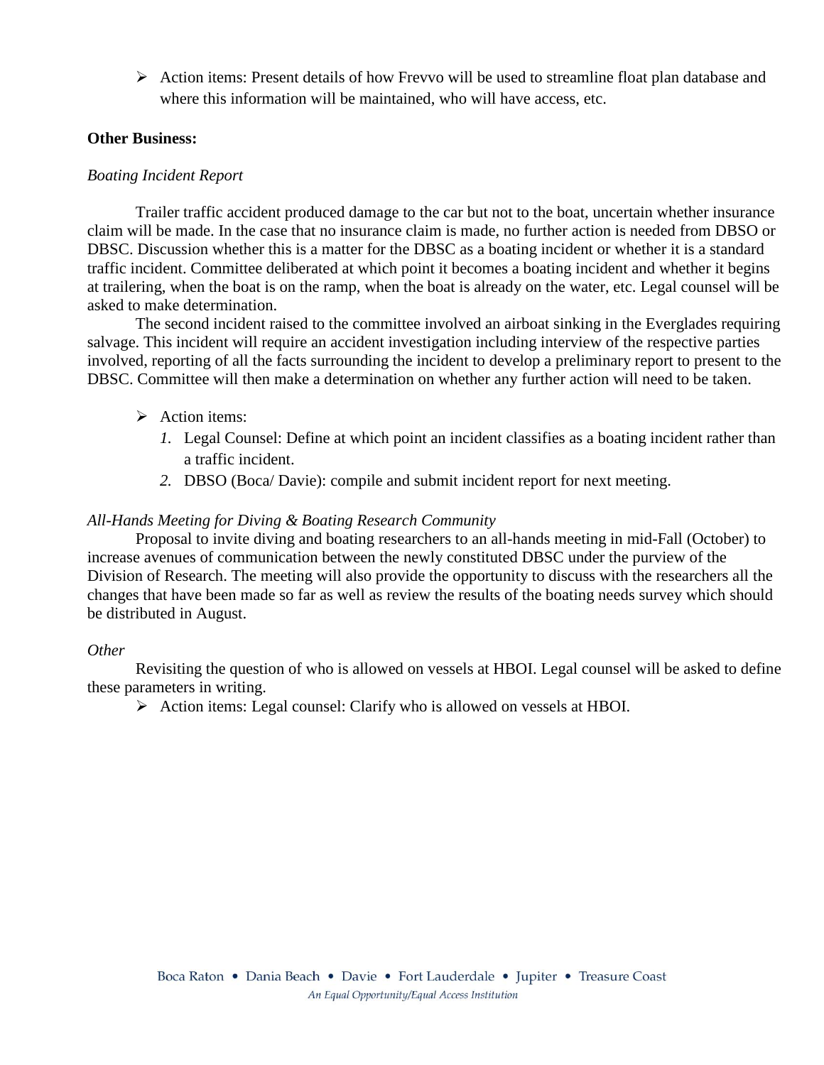- Action items: Present details of how Frevvo will be used to streamline float plan database and where this information will be maintained, who will have access, etc.

**Other Business:**

*Boating Incident Report*

Trailer traffic accident produced damage to the car but not to the boat, uncertain whether insurance claim will be made. In the case that no insurance claim is made, no further action is needed from DBSO or DBSC. Discussion whether this is a matter for the DBSC as a boating incident or whether it is a standard traffic incident. Committee deliberated at which point it becomes a boating incident and whether it begins at trailering, when the boat is on the ramp, when the boat is already on the water, etc. Legal counsel will be asked to make determination.

The second incident raised to the committee involved an airboat sinking in the Everglades requiring salvage. This incident will require an accident investigation including interview of the respective parties involved, reporting of all the facts surrounding the incident to develop a preliminary report to present to the DBSC. Committee will then make a determination on whether any further action will need to be taken.

- Action items:
  1. Legal Counsel: Define at which point an incident classifies as a boating incident rather than a traffic incident.
  2. DBSO (Boca/ Davie): compile and submit incident report for next meeting.

*All-Hands Meeting for Diving & Boating Research Community*

Proposal to invite diving and boating researchers to an all-hands meeting in mid-Fall (October) to increase avenues of communication between the newly constituted DBSC under the purview of the Division of Research. The meeting will also provide the opportunity to discuss with the researchers all the changes that have been made so far as well as review the results of the boating needs survey which should be distributed in August.

*Other*

Revisiting the question of who is allowed on vessels at HBOI. Legal counsel will be asked to define these parameters in writing.

- Action items: Legal counsel: Clarify who is allowed on vessels at HBOI.

Boca Raton • Dania Beach • Davie • Fort Lauderdale • Jupiter • Treasure Coast

*An Equal Opportunity/Equal Access Institution*